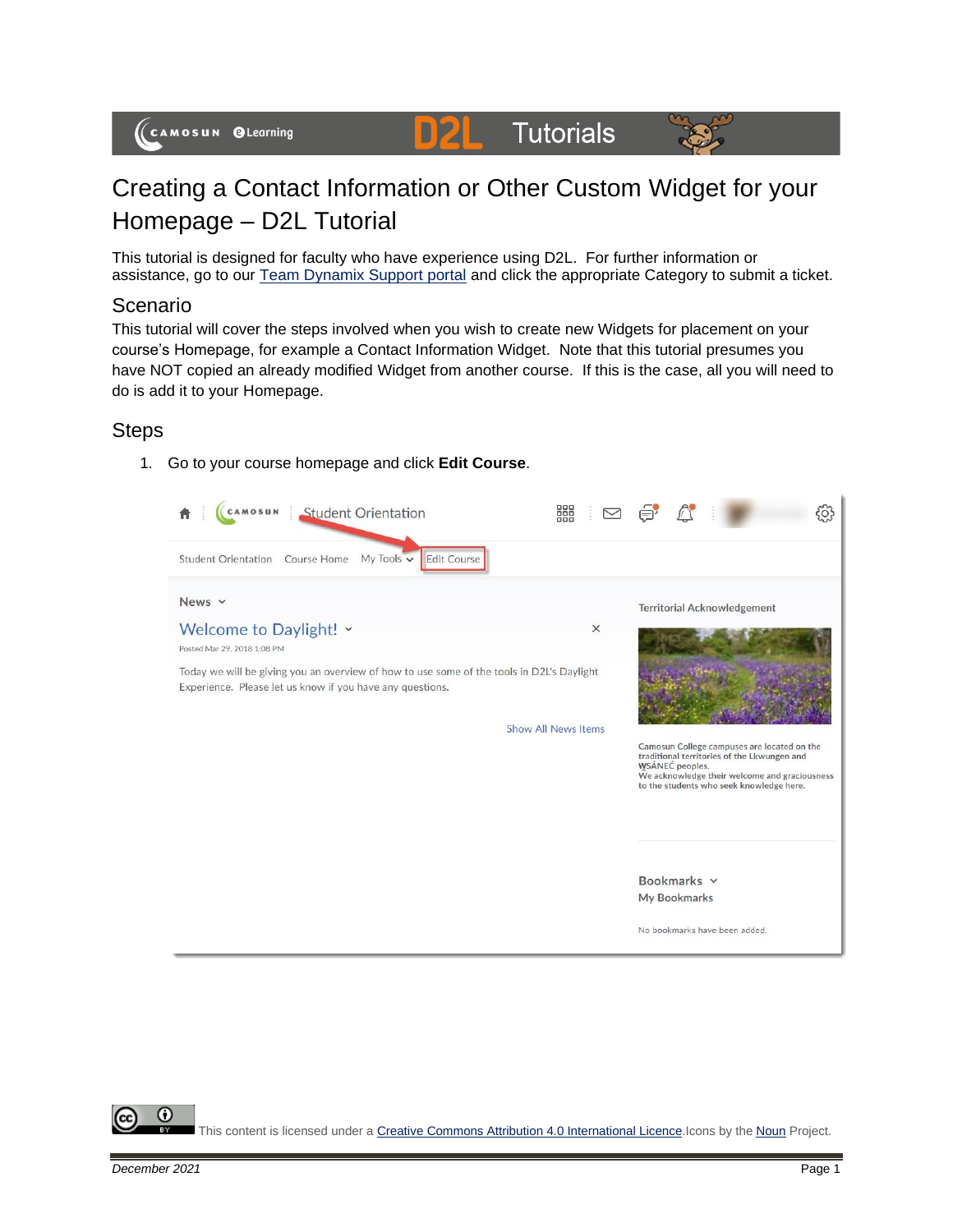# Creating a Contact Information or Other Custom Widget for your Homepage – D2L Tutorial

This tutorial is designed for faculty who have experience using D2L. For further information or assistance, go to our Team Dynamix Support portal and click the appropriate Category to submit a ticket.

## Scenario

This tutorial will cover the steps involved when you wish to create new Widgets for placement on your course's Homepage, for example a Contact Information Widget. Note that this tutorial presumes you have NOT copied an already modified Widget from another course. If this is the case, all you will need to do is add it to your Homepage.

## Steps

1. Go to your course homepage and click **Edit Course**.

This content is licensed under a Creative Commons Attribution 4.0 International Licence. Icons by the Noun Project.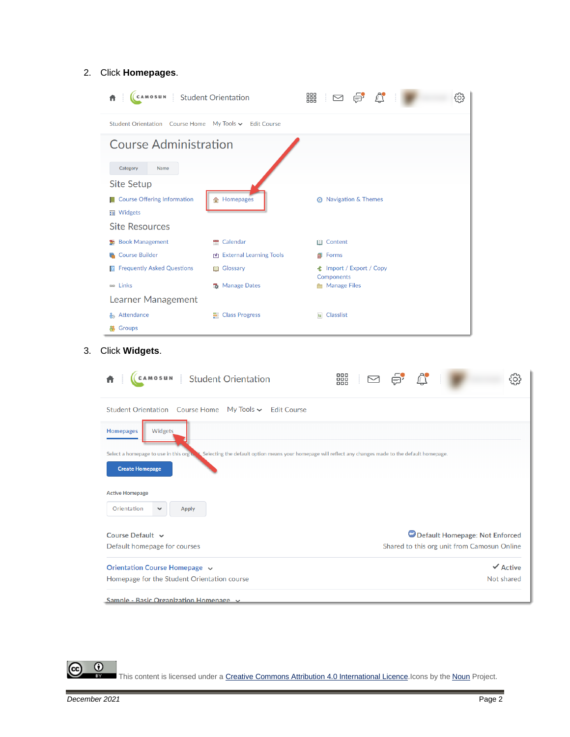2. Click **Homepages**.

3. Click **Widgets**.

This content is licensed under a Creative Commons Attribution 4.0 International Licence.Icons by the Noun Project.

December 2021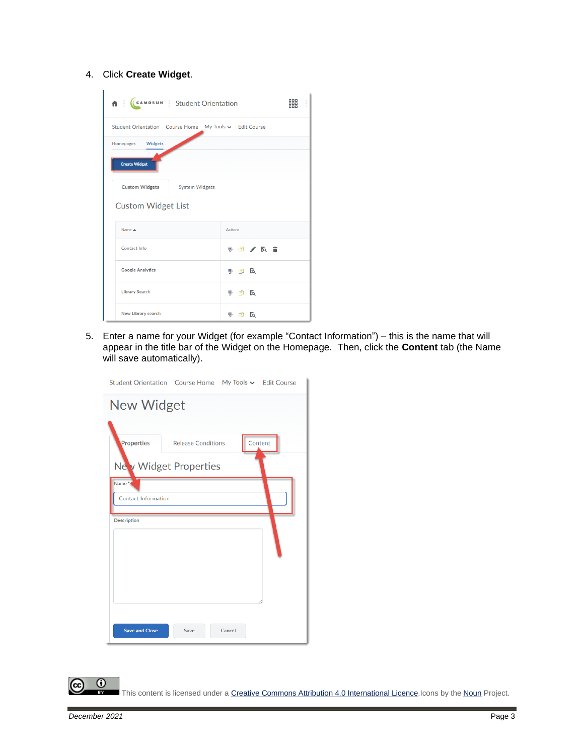4. Click **Create Widget**.

5. Enter a name for your Widget (for example "Contact Information") – this is the name that will appear in the title bar of the Widget on the Homepage. Then, click the **Content** tab (the Name will save automatically).

This content is licensed under a Creative Commons Attribution 4.0 International Licence. Icons by the Noun Project.

*December 2021*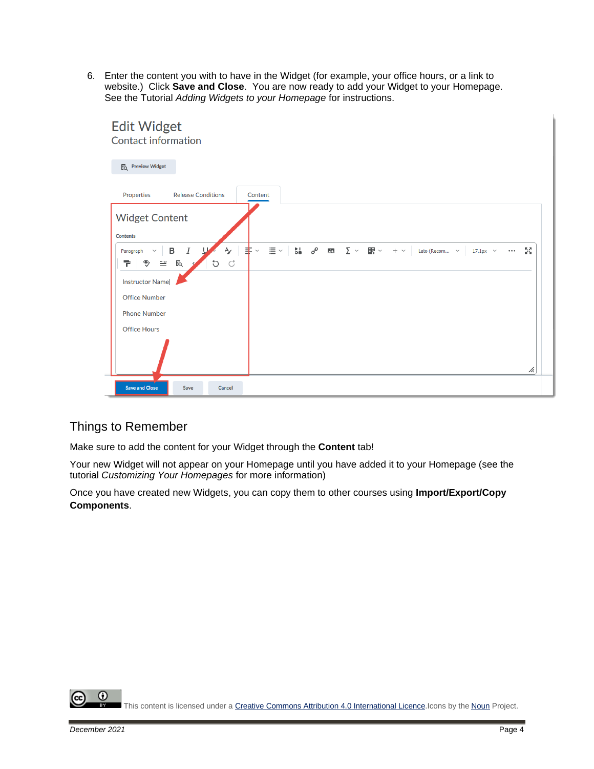6. Enter the content you with to have in the Widget (for example, your office hours, or a link to website.) Click **Save and Close**. You are now ready to add your Widget to your Homepage. See the Tutorial *Adding Widgets to your Homepage* for instructions.

## Things to Remember

Make sure to add the content for your Widget through the **Content** tab!

Your new Widget will not appear on your Homepage until you have added it to your Homepage (see the tutorial *Customizing Your Homepages* for more information)

Once you have created new Widgets, you can copy them to other courses using **Import/Export/Copy Components**.

This content is licensed under a Creative Commons Attribution 4.0 International Licence. Icons by the Noun Project.

December 2021